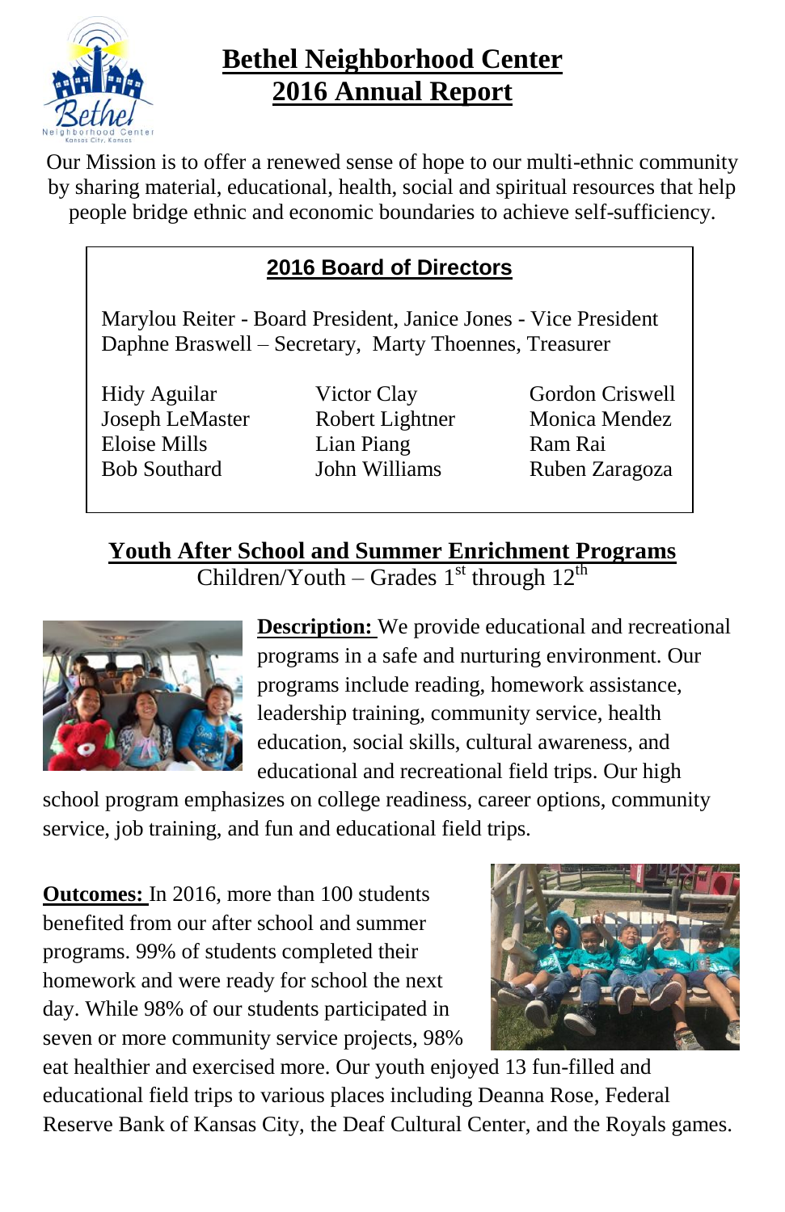# Bethel Neighborhood Center
# 2016 Annual Report

Our Mission is to offer a renewed sense of hope to our multi-ethnic community by sharing material, educational, health, social and spiritual resources that help people bridge ethnic and economic boundaries to achieve self-sufficiency.

## 2016 Board of Directors

Marylou Reiter - Board President, Janice Jones - Vice President
Daphne Braswell – Secretary, Marty Thoennes, Treasurer

| | | |
|---|---|---|
| Hidy Aguilar | Victor Clay | Gordon Criswell |
| Joseph LeMaster | Robert Lightner | Monica Mendez |
| Eloise Mills | Lian Piang | Ram Rai |
| Bob Southard | John Williams | Ruben Zaragoza |

## Youth After School and Summer Enrichment Programs

Children/Youth – Grades 1st through 12th

**Description:** We provide educational and recreational programs in a safe and nurturing environment. Our programs include reading, homework assistance, leadership training, community service, health education, social skills, cultural awareness, and educational and recreational field trips. Our high school program emphasizes on college readiness, career options, community service, job training, and fun and educational field trips.

**Outcomes:** In 2016, more than 100 students benefited from our after school and summer programs. 99% of students completed their homework and were ready for school the next day. While 98% of our students participated in seven or more community service projects, 98% eat healthier and exercised more. Our youth enjoyed 13 fun-filled and educational field trips to various places including Deanna Rose, Federal Reserve Bank of Kansas City, the Deaf Cultural Center, and the Royals games.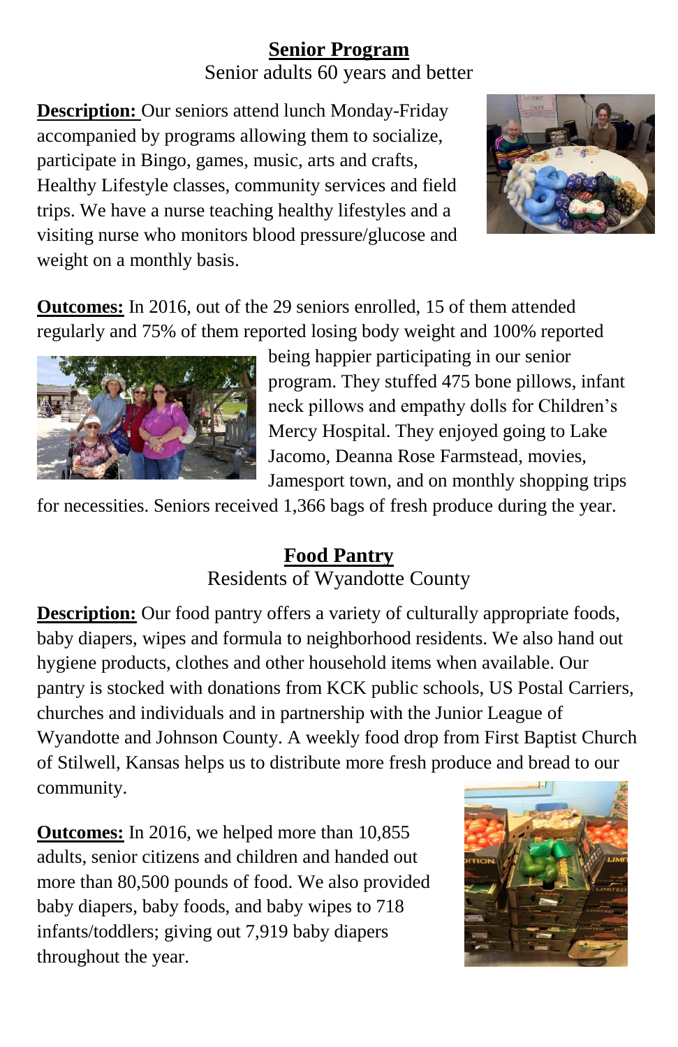## Senior Program

Senior adults 60 years and better

**Description:** Our seniors attend lunch Monday-Friday accompanied by programs allowing them to socialize, participate in Bingo, games, music, arts and crafts, Healthy Lifestyle classes, community services and field trips. We have a nurse teaching healthy lifestyles and a visiting nurse who monitors blood pressure/glucose and weight on a monthly basis.

**Outcomes:** In 2016, out of the 29 seniors enrolled, 15 of them attended regularly and 75% of them reported losing body weight and 100% reported being happier participating in our senior program. They stuffed 475 bone pillows, infant neck pillows and empathy dolls for Children's Mercy Hospital. They enjoyed going to Lake Jacomo, Deanna Rose Farmstead, movies, Jamesport town, and on monthly shopping trips for necessities. Seniors received 1,366 bags of fresh produce during the year.

## Food Pantry

Residents of Wyandotte County

**Description:** Our food pantry offers a variety of culturally appropriate foods, baby diapers, wipes and formula to neighborhood residents. We also hand out hygiene products, clothes and other household items when available. Our pantry is stocked with donations from KCK public schools, US Postal Carriers, churches and individuals and in partnership with the Junior League of Wyandotte and Johnson County. A weekly food drop from First Baptist Church of Stilwell, Kansas helps us to distribute more fresh produce and bread to our community.

**Outcomes:** In 2016, we helped more than 10,855 adults, senior citizens and children and handed out more than 80,500 pounds of food. We also provided baby diapers, baby foods, and baby wipes to 718 infants/toddlers; giving out 7,919 baby diapers throughout the year.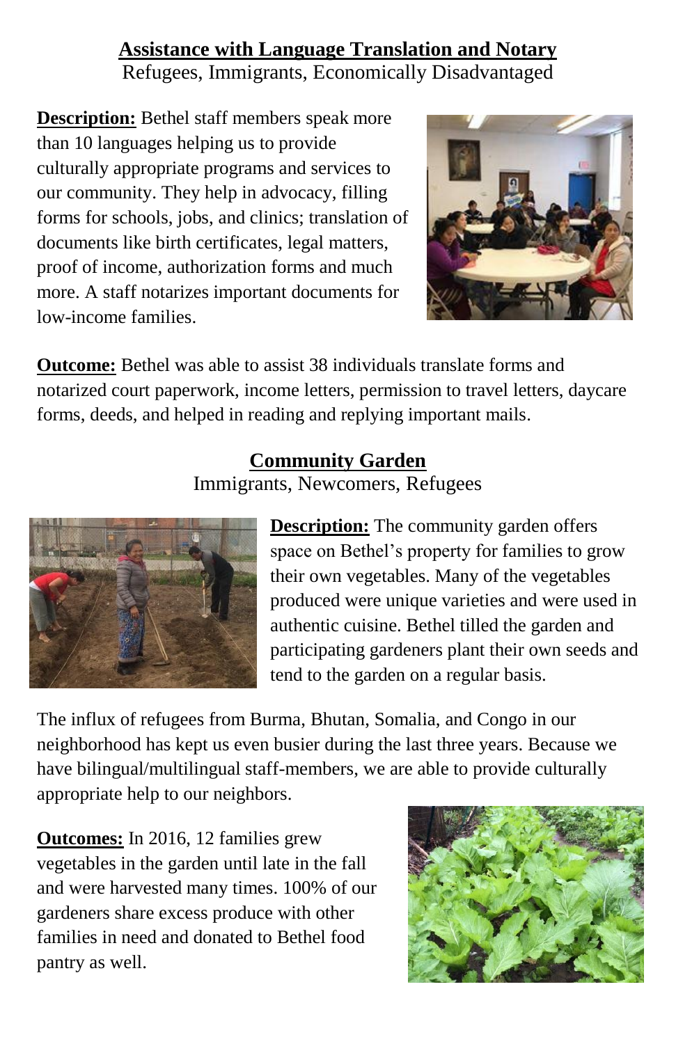## Assistance with Language Translation and Notary

Refugees, Immigrants, Economically Disadvantaged

**Description:** Bethel staff members speak more than 10 languages helping us to provide culturally appropriate programs and services to our community. They help in advocacy, filling forms for schools, jobs, and clinics; translation of documents like birth certificates, legal matters, proof of income, authorization forms and much more. A staff notarizes important documents for low-income families.

**Outcome:** Bethel was able to assist 38 individuals translate forms and notarized court paperwork, income letters, permission to travel letters, daycare forms, deeds, and helped in reading and replying important mails.

## Community Garden

Immigrants, Newcomers, Refugees

**Description:** The community garden offers space on Bethel's property for families to grow their own vegetables. Many of the vegetables produced were unique varieties and were used in authentic cuisine. Bethel tilled the garden and participating gardeners plant their own seeds and tend to the garden on a regular basis.

The influx of refugees from Burma, Bhutan, Somalia, and Congo in our neighborhood has kept us even busier during the last three years. Because we have bilingual/multilingual staff-members, we are able to provide culturally appropriate help to our neighbors.

**Outcomes:** In 2016, 12 families grew vegetables in the garden until late in the fall and were harvested many times. 100% of our gardeners share excess produce with other families in need and donated to Bethel food pantry as well.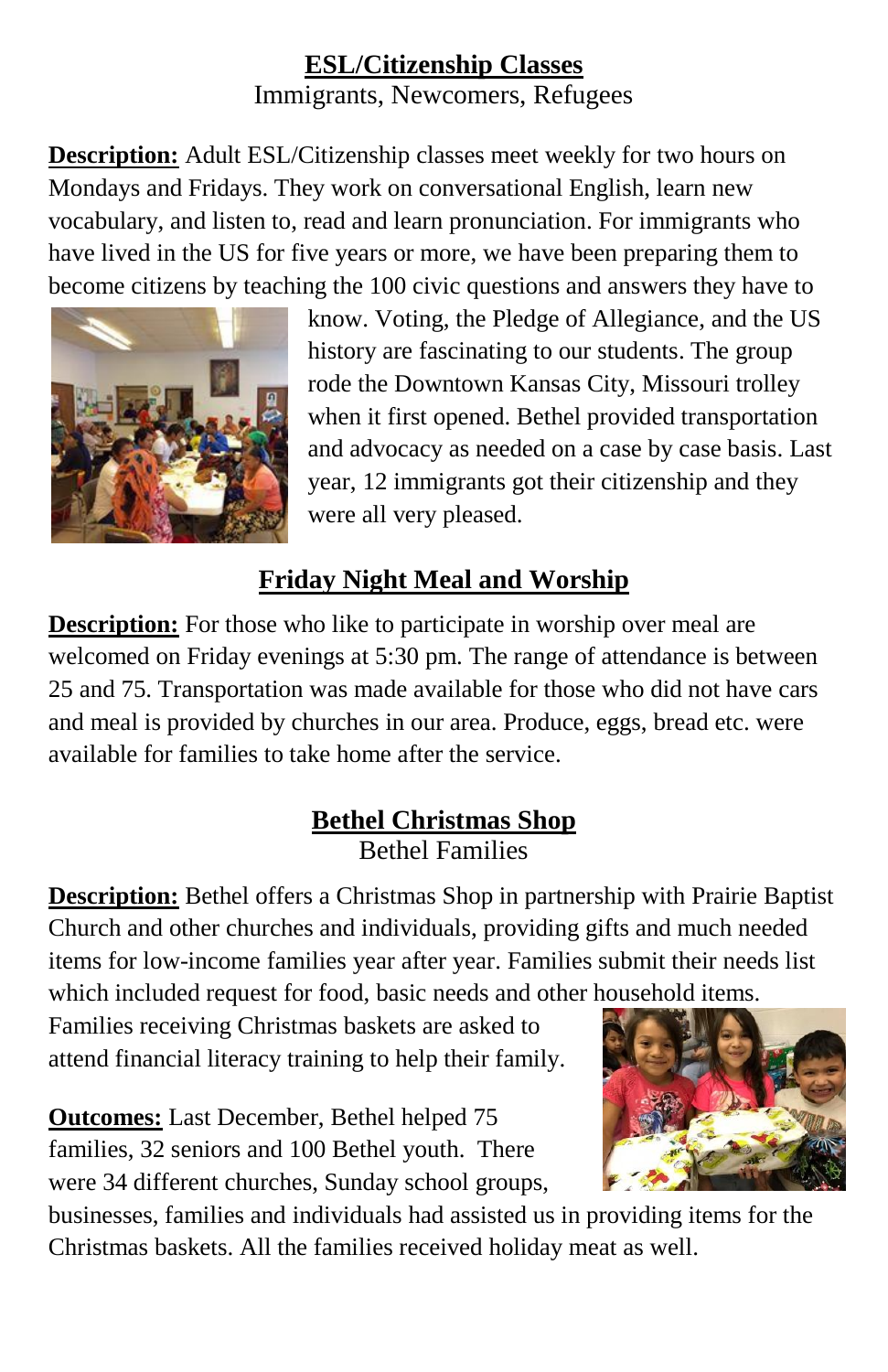## ESL/Citizenship Classes

Immigrants, Newcomers, Refugees

**Description:** Adult ESL/Citizenship classes meet weekly for two hours on Mondays and Fridays. They work on conversational English, learn new vocabulary, and listen to, read and learn pronunciation. For immigrants who have lived in the US for five years or more, we have been preparing them to become citizens by teaching the 100 civic questions and answers they have to know. Voting, the Pledge of Allegiance, and the US history are fascinating to our students. The group rode the Downtown Kansas City, Missouri trolley when it first opened. Bethel provided transportation and advocacy as needed on a case by case basis. Last year, 12 immigrants got their citizenship and they were all very pleased.

## Friday Night Meal and Worship

**Description:** For those who like to participate in worship over meal are welcomed on Friday evenings at 5:30 pm. The range of attendance is between 25 and 75. Transportation was made available for those who did not have cars and meal is provided by churches in our area. Produce, eggs, bread etc. were available for families to take home after the service.

## Bethel Christmas Shop

Bethel Families

**Description:** Bethel offers a Christmas Shop in partnership with Prairie Baptist Church and other churches and individuals, providing gifts and much needed items for low-income families year after year. Families submit their needs list which included request for food, basic needs and other household items. Families receiving Christmas baskets are asked to attend financial literacy training to help their family.

**Outcomes:** Last December, Bethel helped 75 families, 32 seniors and 100 Bethel youth. There were 34 different churches, Sunday school groups, businesses, families and individuals had assisted us in providing items for the Christmas baskets. All the families received holiday meat as well.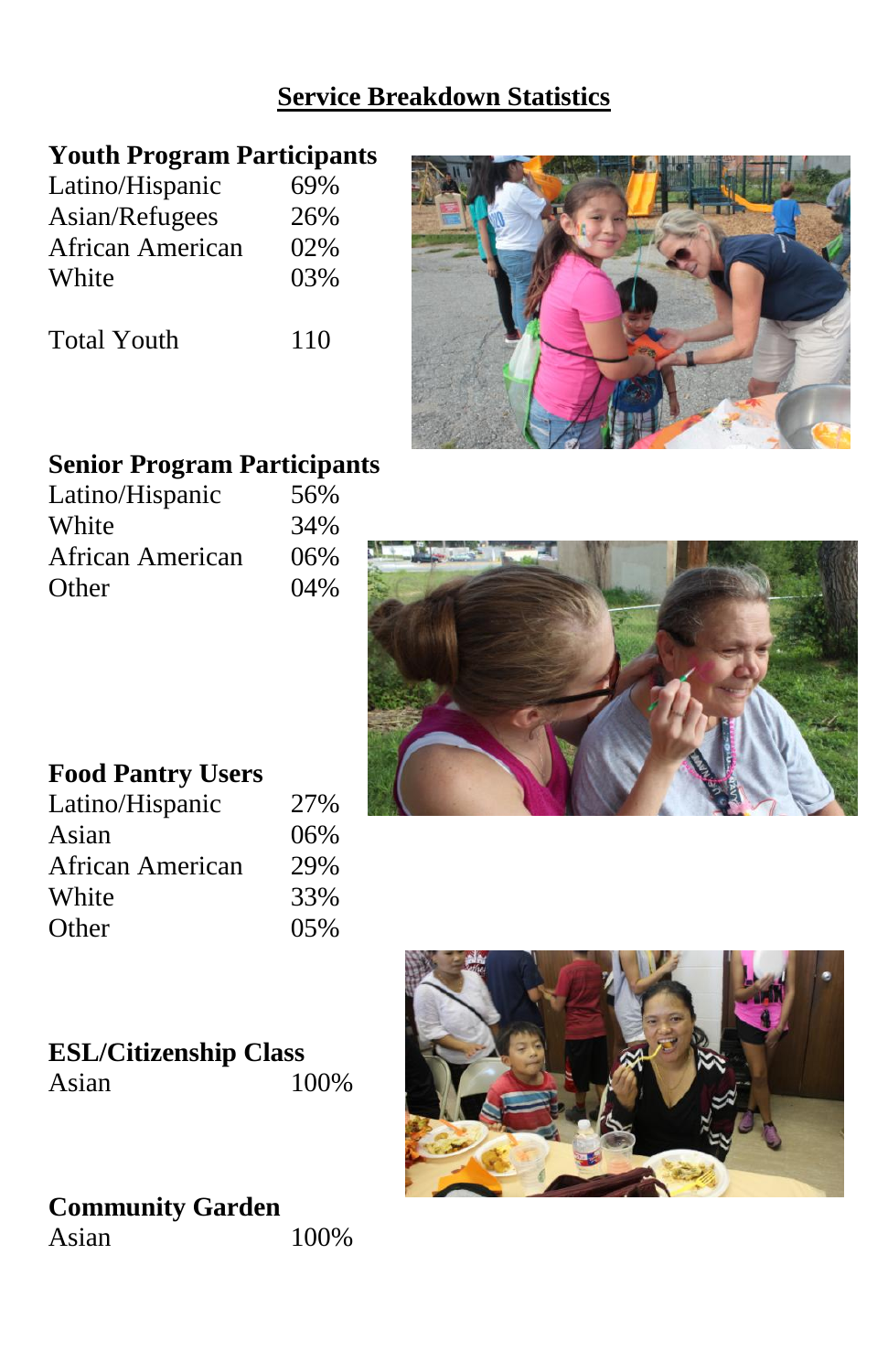# Service Breakdown Statistics

### Youth Program Participants

| | |
|---|---|
| Latino/Hispanic | 69% |
| Asian/Refugees | 26% |
| African American | 02% |
| White | 03% |
| | |
| Total Youth | 110 |

### Senior Program Participants

| | |
|---|---|
| Latino/Hispanic | 56% |
| White | 34% |
| African American | 06% |
| Other | 04% |

### Food Pantry Users

| | |
|---|---|
| Latino/Hispanic | 27% |
| Asian | 06% |
| African American | 29% |
| White | 33% |
| Other | 05% |

### ESL/Citizenship Class

| | |
|---|---|
| Asian | 100% |

### Community Garden

| | |
|---|---|
| Asian | 100% |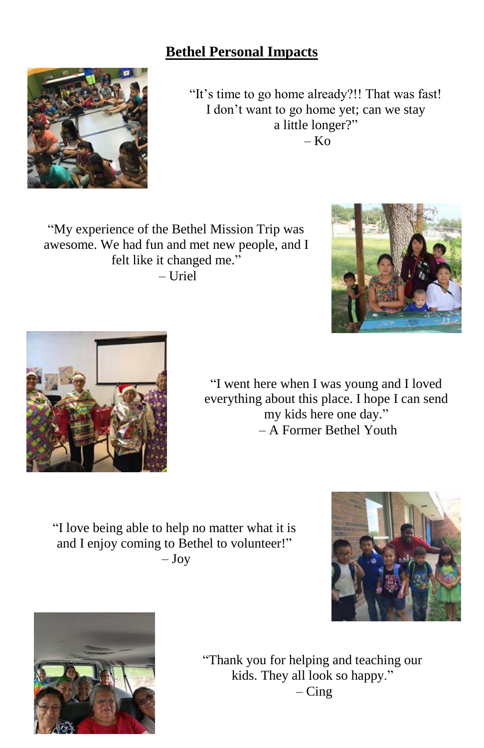# Bethel Personal Impacts

"It's time to go home already?!! That was fast! I don't want to go home yet; can we stay a little longer?"
– Ko

"My experience of the Bethel Mission Trip was awesome. We had fun and met new people, and I felt like it changed me."
– Uriel

"I went here when I was young and I loved everything about this place. I hope I can send my kids here one day."
– A Former Bethel Youth

"I love being able to help no matter what it is and I enjoy coming to Bethel to volunteer!"
– Joy

"Thank you for helping and teaching our kids. They all look so happy."
– Cing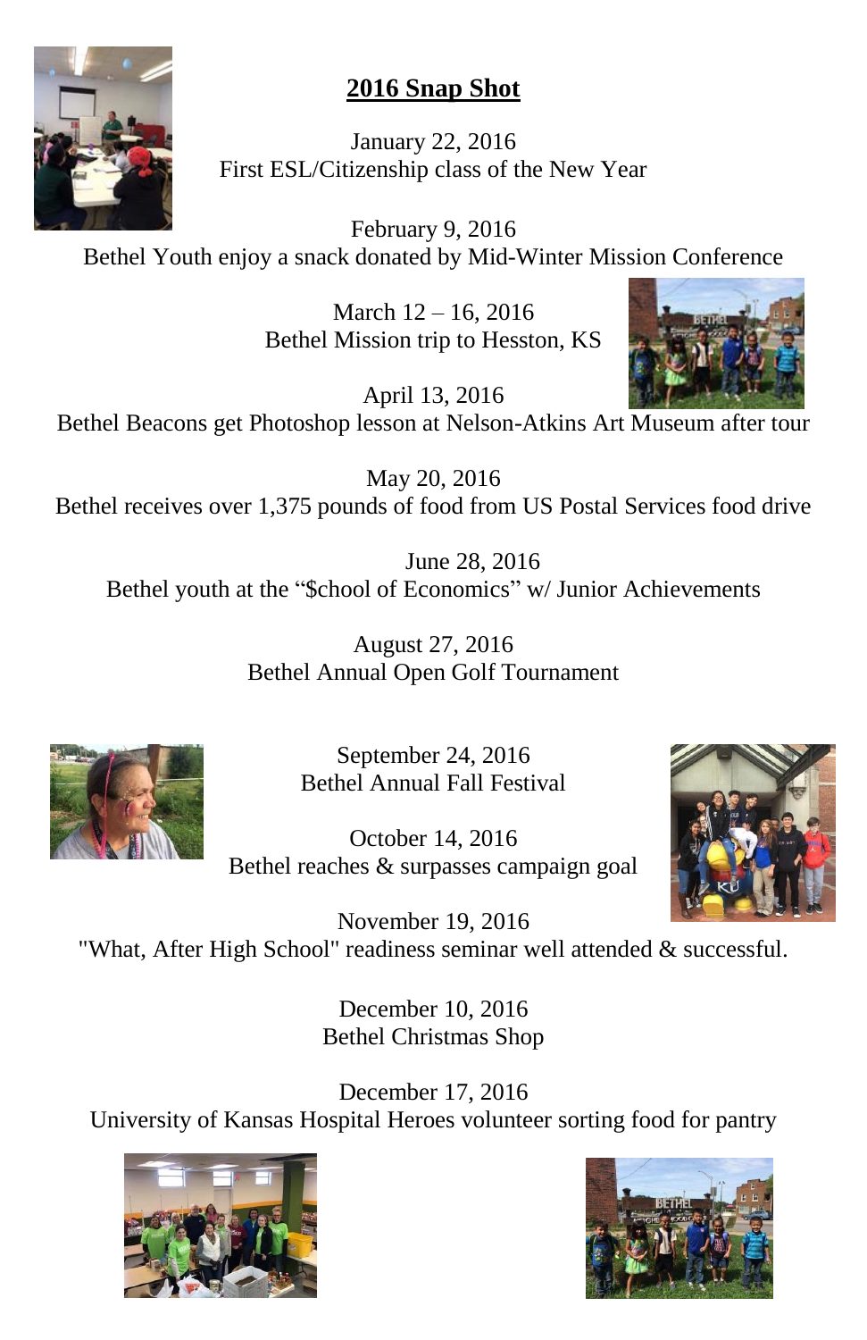## 2016 Snap Shot

January 22, 2016
First ESL/Citizenship class of the New Year

February 9, 2016
Bethel Youth enjoy a snack donated by Mid-Winter Mission Conference

March 12 – 16, 2016
Bethel Mission trip to Hesston, KS

April 13, 2016
Bethel Beacons get Photoshop lesson at Nelson-Atkins Art Museum after tour

May 20, 2016
Bethel receives over 1,375 pounds of food from US Postal Services food drive

June 28, 2016
Bethel youth at the "$chool of Economics" w/ Junior Achievements

August 27, 2016
Bethel Annual Open Golf Tournament

September 24, 2016
Bethel Annual Fall Festival

October 14, 2016
Bethel reaches & surpasses campaign goal

November 19, 2016
"What, After High School" readiness seminar well attended & successful.

December 10, 2016
Bethel Christmas Shop

December 17, 2016
University of Kansas Hospital Heroes volunteer sorting food for pantry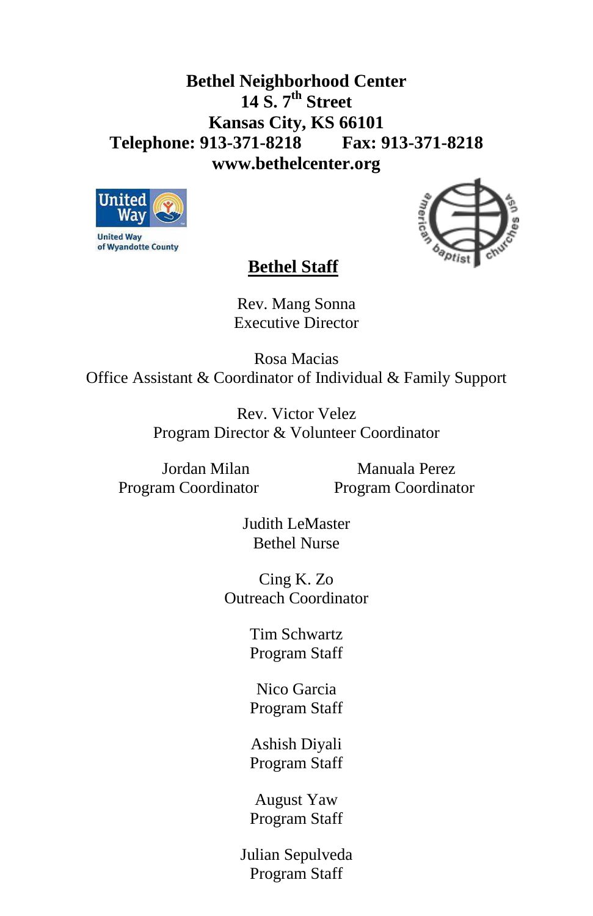**Bethel Neighborhood Center**
**14 S. 7th Street**
**Kansas City, KS 66101**
**Telephone: 913-371-8218 Fax: 913-371-8218**
**www.bethelcenter.org**

United Way of Wyandotte County

american baptist churches usa

## Bethel Staff

Rev. Mang Sonna
Executive Director

Rosa Macias
Office Assistant & Coordinator of Individual & Family Support

Rev. Victor Velez
Program Director & Volunteer Coordinator

Jordan Milan
Program Coordinator

Manuala Perez
Program Coordinator

Judith LeMaster
Bethel Nurse

Cing K. Zo
Outreach Coordinator

Tim Schwartz
Program Staff

Nico Garcia
Program Staff

Ashish Diyali
Program Staff

August Yaw
Program Staff

Julian Sepulveda
Program Staff